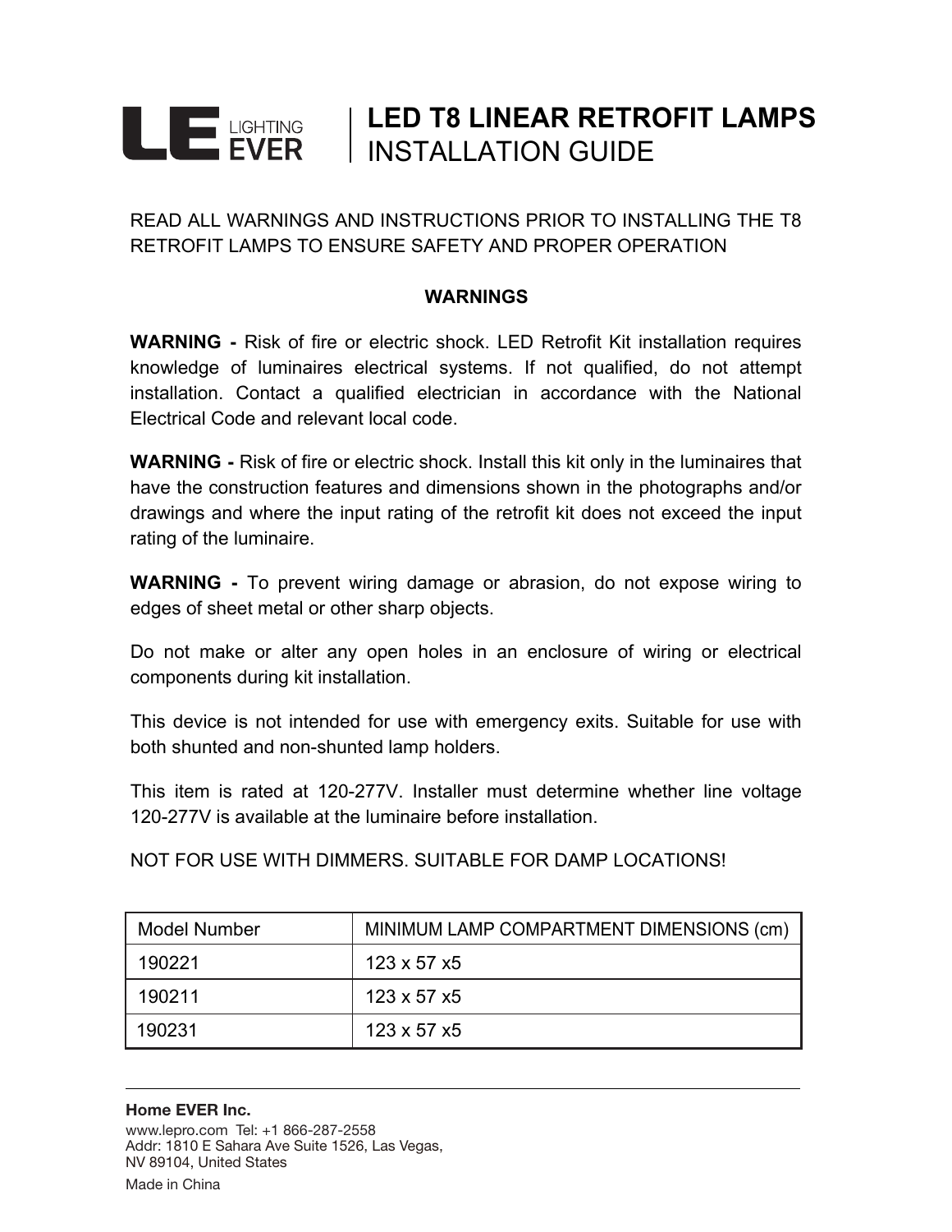LE LIGHTING EVER

# LED T8 LINEAR RETROFIT LAMPS
## INSTALLATION GUIDE

READ ALL WARNINGS AND INSTRUCTIONS PRIOR TO INSTALLING THE T8 RETROFIT LAMPS TO ENSURE SAFETY AND PROPER OPERATION

### WARNINGS

**WARNING -** Risk of fire or electric shock. LED Retrofit Kit installation requires knowledge of luminaires electrical systems. If not qualified, do not attempt installation. Contact a qualified electrician in accordance with the National Electrical Code and relevant local code.

**WARNING -** Risk of fire or electric shock. Install this kit only in the luminaires that have the construction features and dimensions shown in the photographs and/or drawings and where the input rating of the retrofit kit does not exceed the input rating of the luminaire.

**WARNING -** To prevent wiring damage or abrasion, do not expose wiring to edges of sheet metal or other sharp objects.

Do not make or alter any open holes in an enclosure of wiring or electrical components during kit installation.

This device is not intended for use with emergency exits. Suitable for use with both shunted and non-shunted lamp holders.

This item is rated at 120-277V. Installer must determine whether line voltage 120-277V is available at the luminaire before installation.

NOT FOR USE WITH DIMMERS. SUITABLE FOR DAMP LOCATIONS!

| Model Number | MINIMUM LAMP COMPARTMENT DIMENSIONS (cm) |
|---|---|
| 190221 | 123 x 57 x5 |
| 190211 | 123 x 57 x5 |
| 190231 | 123 x 57 x5 |

---

**Home EVER Inc.**

www.lepro.com Tel: +1 866-287-2558
Addr: 1810 E Sahara Ave Suite 1526, Las Vegas, NV 89104, United States

Made in China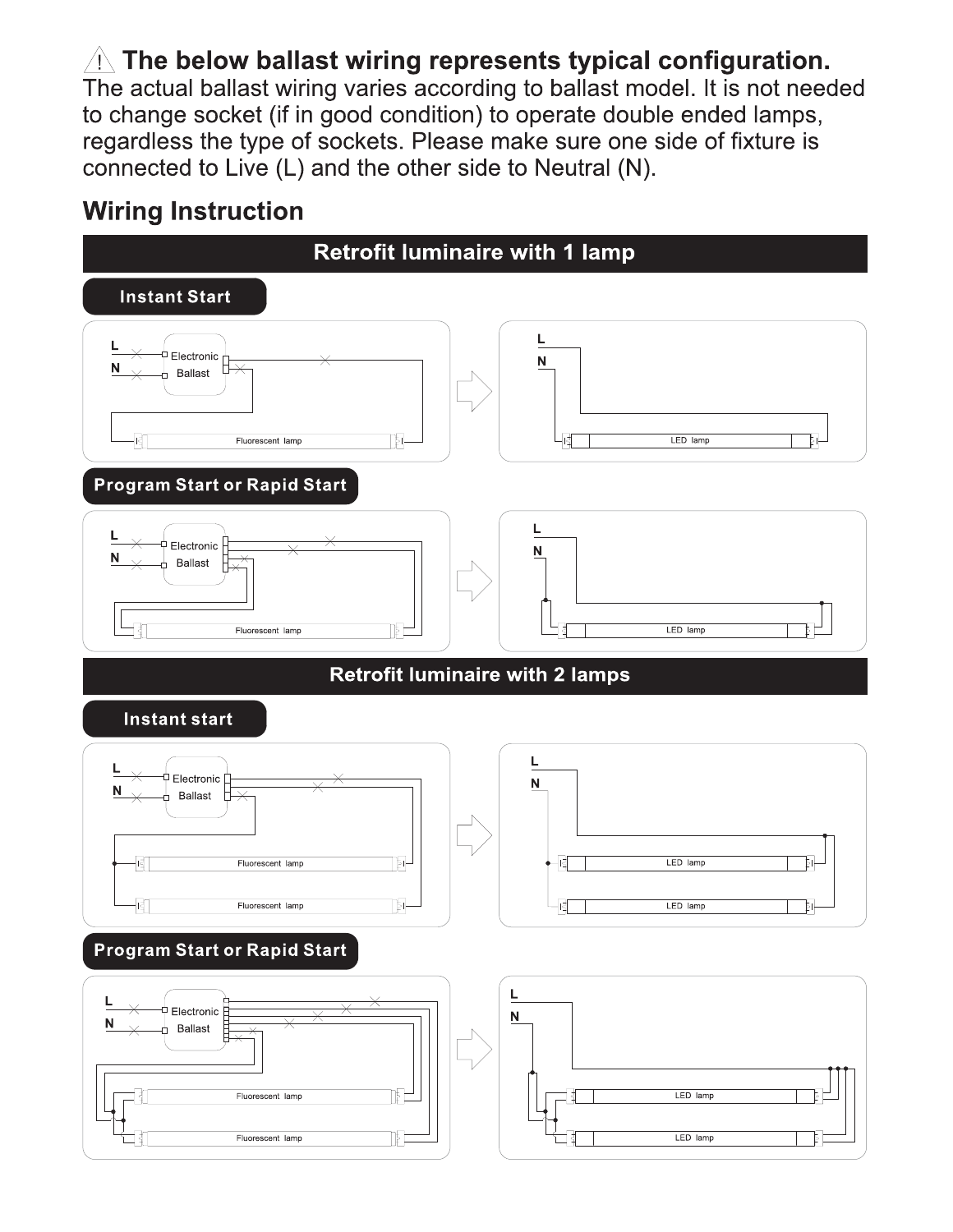## ⚠ The below ballast wiring represents typical configuration.

The actual ballast wiring varies according to ballast model. It is not needed to change socket (if in good condition) to operate double ended lamps, regardless the type of sockets. Please make sure one side of fixture is connected to Live (L) and the other side to Neutral (N).

## Wiring Instruction

### Retrofit luminaire with 1 lamp

#### Instant Start

L
N
Electronic Ballast
Fluorescent lamp

L
N
LED lamp

#### Program Start or Rapid Start

L
N
Electronic Ballast
Fluorescent lamp

L
N
LED lamp

### Retrofit luminaire with 2 lamps

#### Instant start

L
N
Electronic Ballast
Fluorescent lamp
Fluorescent lamp

L
N
LED lamp
LED lamp

#### Program Start or Rapid Start

L
N
Electronic Ballast
Fluorescent lamp
Fluorescent lamp

L
N
LED lamp
LED lamp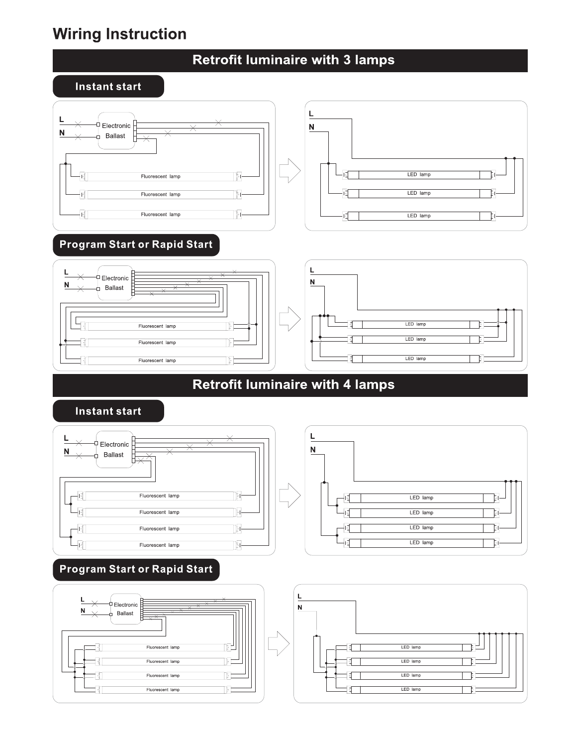# Wiring Instruction

## Retrofit luminaire with 3 lamps

### Instant start

L
N
Electronic Ballast
Fluorescent lamp
Fluorescent lamp
Fluorescent lamp

L
N
LED lamp
LED lamp
LED lamp

### Program Start or Rapid Start

L
N
Electronic Ballast
Fluorescent lamp
Fluorescent lamp
Fluorescent lamp

L
N
LED lamp
LED lamp
LED lamp

## Retrofit luminaire with 4 lamps

### Instant start

L
N
Electronic Ballast
Fluorescent lamp
Fluorescent lamp
Fluorescent lamp
Fluorescent lamp

L
N
LED lamp
LED lamp
LED lamp
LED lamp

### Program Start or Rapid Start

L
N
Electronic Ballast
Fluorescent lamp
Fluorescent lamp
Fluorescent lamp
Fluorescent lamp

L
N
LED lamp
LED lamp
LED lamp
LED lamp